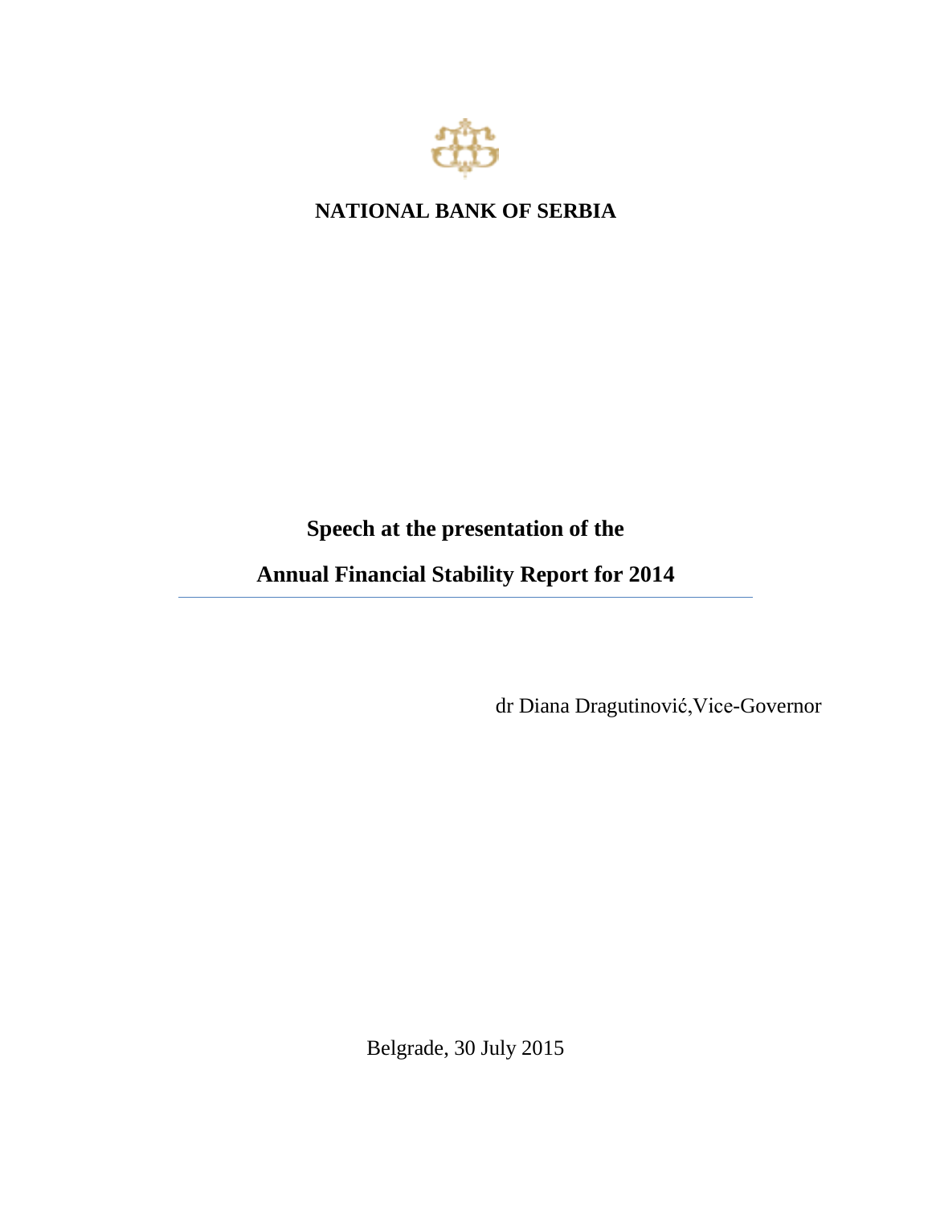**NATIONAL BANK OF SERBIA**

# Speech at the presentation of the

# Annual Financial Stability Report for 2014

dr Diana Dragutinović,Vice-Governor

Belgrade, 30 July 2015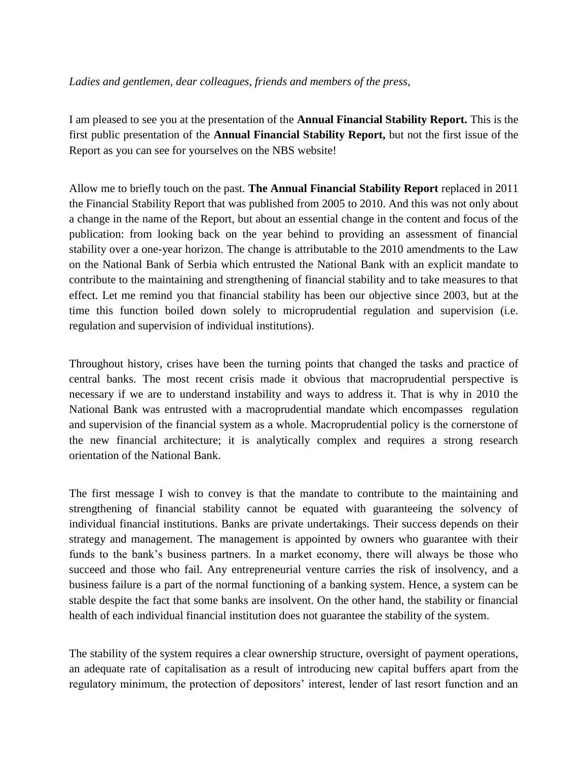*Ladies and gentlemen, dear colleagues, friends and members of the press,*

I am pleased to see you at the presentation of the **Annual Financial Stability Report.** This is the first public presentation of the **Annual Financial Stability Report,** but not the first issue of the Report as you can see for yourselves on the NBS website!

Allow me to briefly touch on the past. **The Annual Financial Stability Report** replaced in 2011 the Financial Stability Report that was published from 2005 to 2010. And this was not only about a change in the name of the Report, but about an essential change in the content and focus of the publication: from looking back on the year behind to providing an assessment of financial stability over a one-year horizon. The change is attributable to the 2010 amendments to the Law on the National Bank of Serbia which entrusted the National Bank with an explicit mandate to contribute to the maintaining and strengthening of financial stability and to take measures to that effect. Let me remind you that financial stability has been our objective since 2003, but at the time this function boiled down solely to microprudential regulation and supervision (i.e. regulation and supervision of individual institutions).

Throughout history, crises have been the turning points that changed the tasks and practice of central banks. The most recent crisis made it obvious that macroprudential perspective is necessary if we are to understand instability and ways to address it. That is why in 2010 the National Bank was entrusted with a macroprudential mandate which encompasses regulation and supervision of the financial system as a whole. Macroprudential policy is the cornerstone of the new financial architecture; it is analytically complex and requires a strong research orientation of the National Bank.

The first message I wish to convey is that the mandate to contribute to the maintaining and strengthening of financial stability cannot be equated with guaranteeing the solvency of individual financial institutions. Banks are private undertakings. Their success depends on their strategy and management. The management is appointed by owners who guarantee with their funds to the bank's business partners. In a market economy, there will always be those who succeed and those who fail. Any entrepreneurial venture carries the risk of insolvency, and a business failure is a part of the normal functioning of a banking system. Hence, a system can be stable despite the fact that some banks are insolvent. On the other hand, the stability or financial health of each individual financial institution does not guarantee the stability of the system.

The stability of the system requires a clear ownership structure, oversight of payment operations, an adequate rate of capitalisation as a result of introducing new capital buffers apart from the regulatory minimum, the protection of depositors' interest, lender of last resort function and an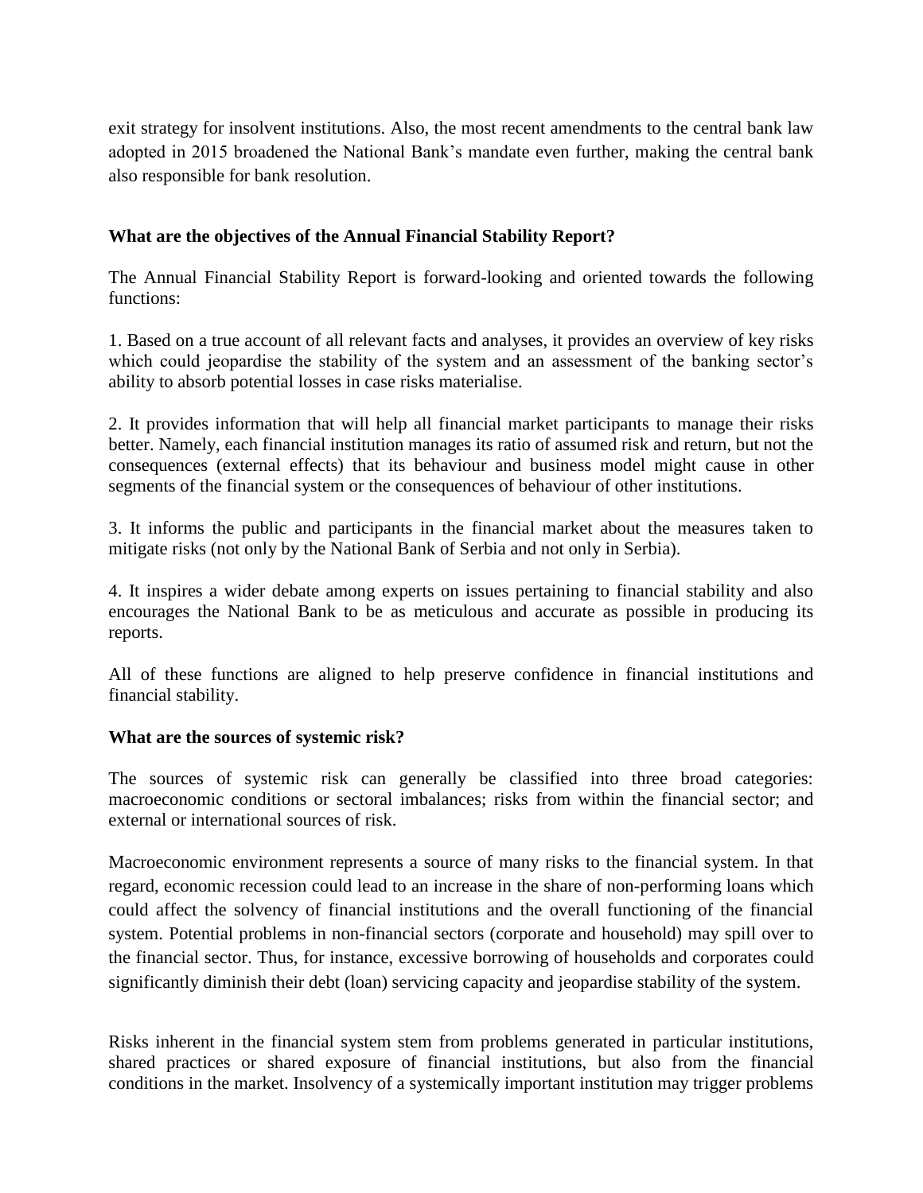exit strategy for insolvent institutions. Also, the most recent amendments to the central bank law adopted in 2015 broadened the National Bank's mandate even further, making the central bank also responsible for bank resolution.

**What are the objectives of the Annual Financial Stability Report?**

The Annual Financial Stability Report is forward-looking and oriented towards the following functions:

1. Based on a true account of all relevant facts and analyses, it provides an overview of key risks which could jeopardise the stability of the system and an assessment of the banking sector's ability to absorb potential losses in case risks materialise.

2. It provides information that will help all financial market participants to manage their risks better. Namely, each financial institution manages its ratio of assumed risk and return, but not the consequences (external effects) that its behaviour and business model might cause in other segments of the financial system or the consequences of behaviour of other institutions.

3. It informs the public and participants in the financial market about the measures taken to mitigate risks (not only by the National Bank of Serbia and not only in Serbia).

4. It inspires a wider debate among experts on issues pertaining to financial stability and also encourages the National Bank to be as meticulous and accurate as possible in producing its reports.

All of these functions are aligned to help preserve confidence in financial institutions and financial stability.

**What are the sources of systemic risk?**

The sources of systemic risk can generally be classified into three broad categories: macroeconomic conditions or sectoral imbalances; risks from within the financial sector; and external or international sources of risk.

Macroeconomic environment represents a source of many risks to the financial system. In that regard, economic recession could lead to an increase in the share of non-performing loans which could affect the solvency of financial institutions and the overall functioning of the financial system. Potential problems in non-financial sectors (corporate and household) may spill over to the financial sector. Thus, for instance, excessive borrowing of households and corporates could significantly diminish their debt (loan) servicing capacity and jeopardise stability of the system.

Risks inherent in the financial system stem from problems generated in particular institutions, shared practices or shared exposure of financial institutions, but also from the financial conditions in the market. Insolvency of a systemically important institution may trigger problems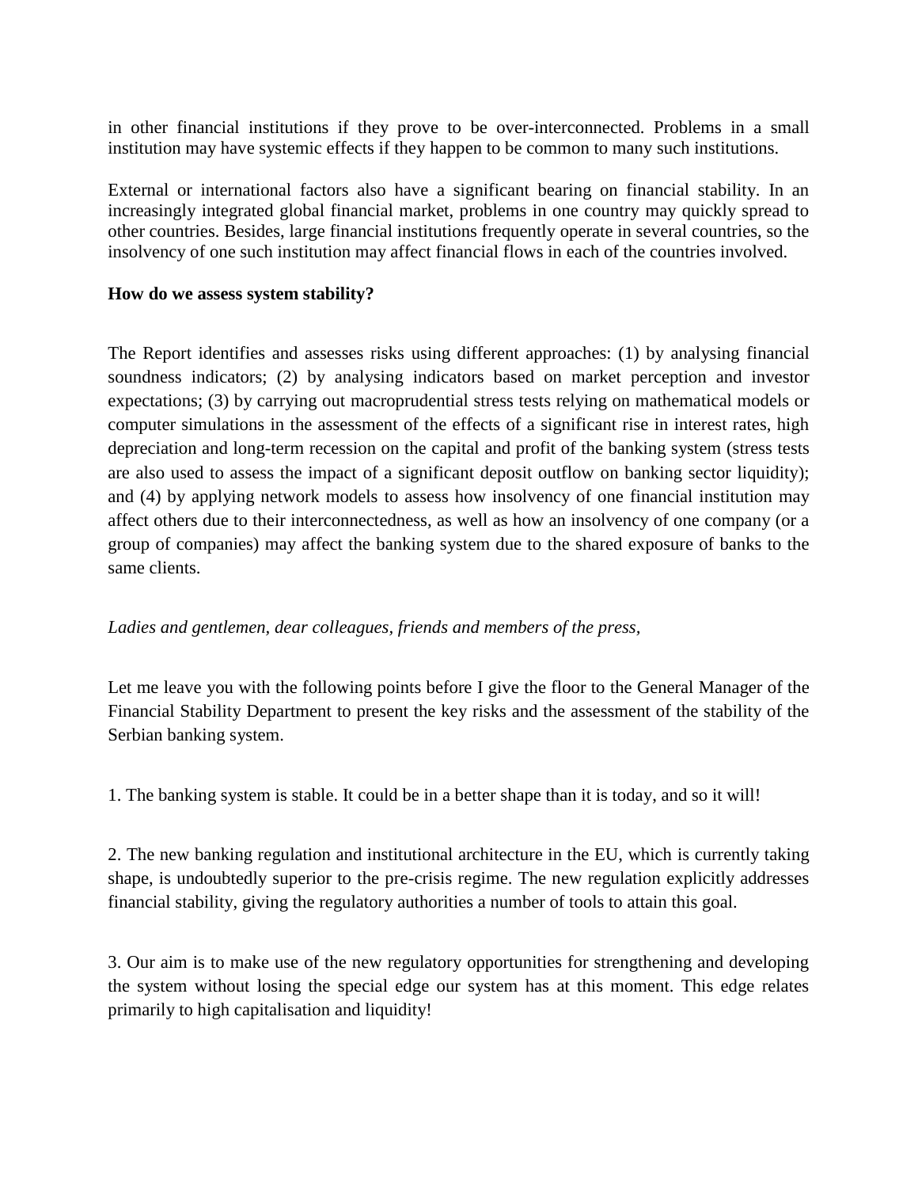in other financial institutions if they prove to be over-interconnected. Problems in a small institution may have systemic effects if they happen to be common to many such institutions.

External or international factors also have a significant bearing on financial stability. In an increasingly integrated global financial market, problems in one country may quickly spread to other countries. Besides, large financial institutions frequently operate in several countries, so the insolvency of one such institution may affect financial flows in each of the countries involved.

**How do we assess system stability?**

The Report identifies and assesses risks using different approaches: (1) by analysing financial soundness indicators; (2) by analysing indicators based on market perception and investor expectations; (3) by carrying out macroprudential stress tests relying on mathematical models or computer simulations in the assessment of the effects of a significant rise in interest rates, high depreciation and long-term recession on the capital and profit of the banking system (stress tests are also used to assess the impact of a significant deposit outflow on banking sector liquidity); and (4) by applying network models to assess how insolvency of one financial institution may affect others due to their interconnectedness, as well as how an insolvency of one company (or a group of companies) may affect the banking system due to the shared exposure of banks to the same clients.

*Ladies and gentlemen, dear colleagues, friends and members of the press,*

Let me leave you with the following points before I give the floor to the General Manager of the Financial Stability Department to present the key risks and the assessment of the stability of the Serbian banking system.

1. The banking system is stable. It could be in a better shape than it is today, and so it will!

2. The new banking regulation and institutional architecture in the EU, which is currently taking shape, is undoubtedly superior to the pre-crisis regime. The new regulation explicitly addresses financial stability, giving the regulatory authorities a number of tools to attain this goal.

3. Our aim is to make use of the new regulatory opportunities for strengthening and developing the system without losing the special edge our system has at this moment. This edge relates primarily to high capitalisation and liquidity!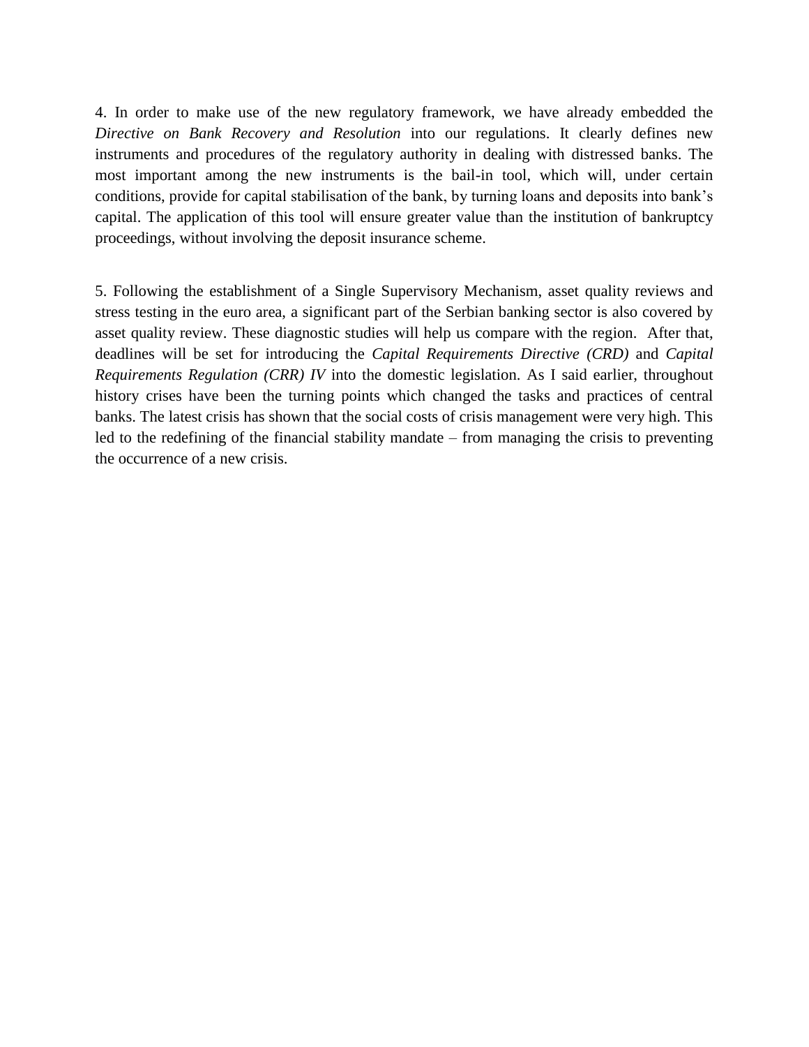4. In order to make use of the new regulatory framework, we have already embedded the *Directive on Bank Recovery and Resolution* into our regulations. It clearly defines new instruments and procedures of the regulatory authority in dealing with distressed banks. The most important among the new instruments is the bail-in tool, which will, under certain conditions, provide for capital stabilisation of the bank, by turning loans and deposits into bank's capital. The application of this tool will ensure greater value than the institution of bankruptcy proceedings, without involving the deposit insurance scheme.

5. Following the establishment of a Single Supervisory Mechanism, asset quality reviews and stress testing in the euro area, a significant part of the Serbian banking sector is also covered by asset quality review. These diagnostic studies will help us compare with the region. After that, deadlines will be set for introducing the *Capital Requirements Directive (CRD)* and *Capital Requirements Regulation (CRR) IV* into the domestic legislation. As I said earlier, throughout history crises have been the turning points which changed the tasks and practices of central banks. The latest crisis has shown that the social costs of crisis management were very high. This led to the redefining of the financial stability mandate – from managing the crisis to preventing the occurrence of a new crisis.